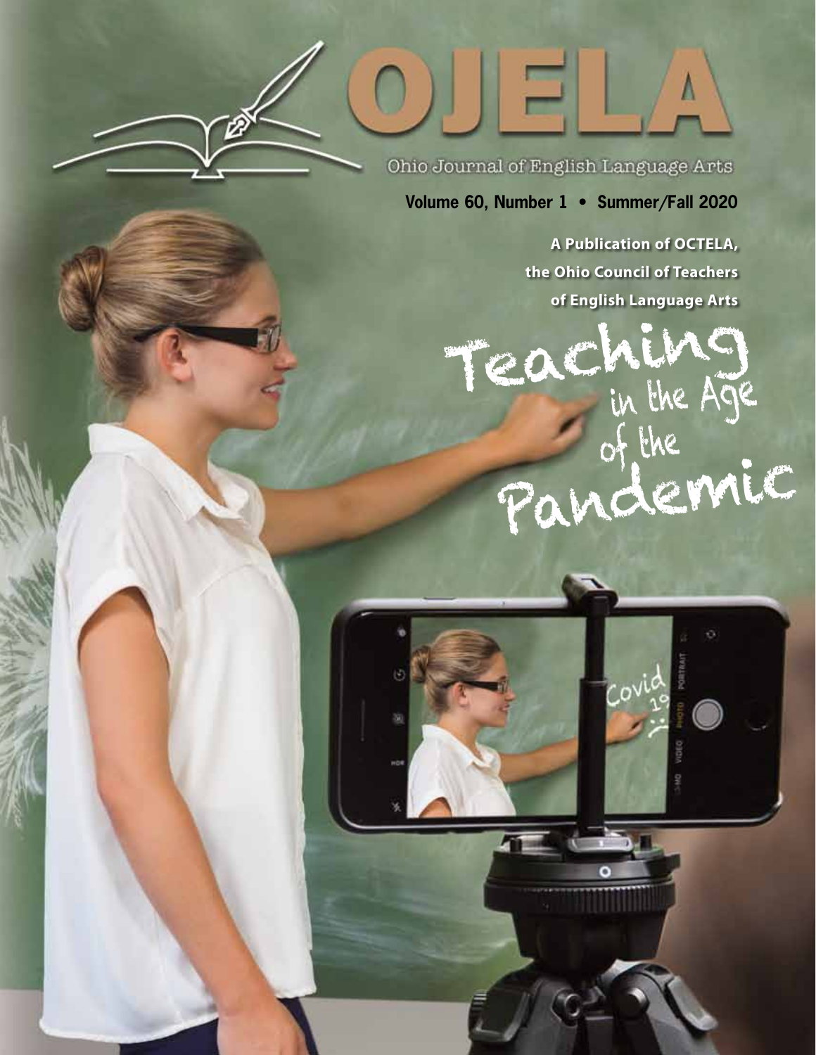# OJELA

Ohio Journal of English Language Arts

**Volume 60, Number 1 • Summer/Fall 2020**

**A Publication of OCTELA, the Ohio Council of Teachers of English Language Arts**

## Teaching in the Age of the Pandemic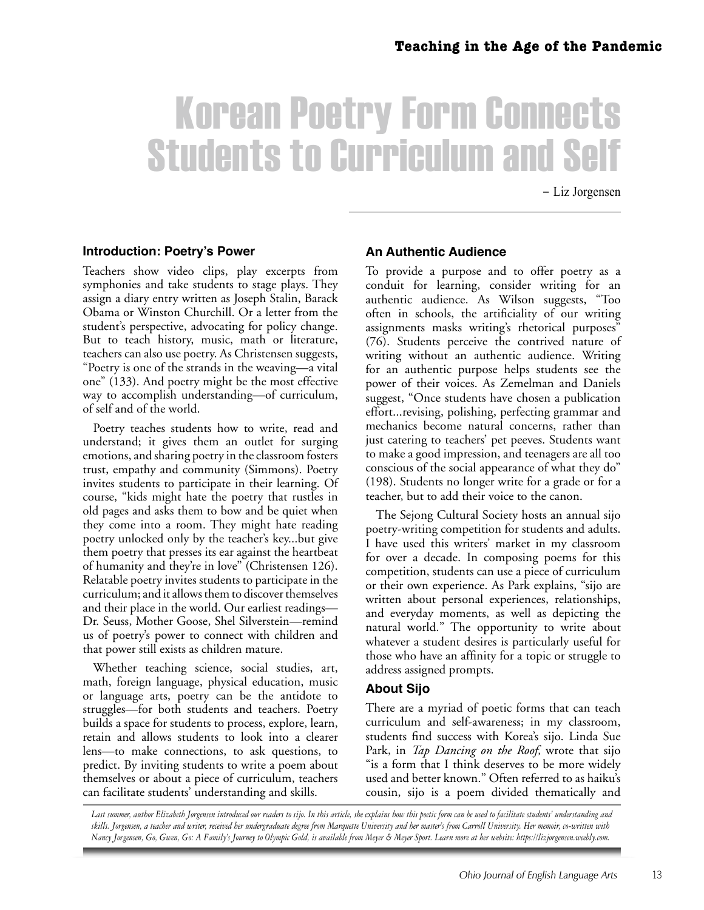# Korean Poetry Form Connects Students to Curriculum and Self

– Liz Jorgensen

### Introduction: Poetry's Power

Teachers show video clips, play excerpts from symphonies and take students to stage plays. They assign a diary entry written as Joseph Stalin, Barack Obama or Winston Churchill. Or a letter from the student's perspective, advocating for policy change. But to teach history, music, math or literature, teachers can also use poetry. As Christensen suggests, "Poetry is one of the strands in the weaving—a vital one" (133). And poetry might be the most effective way to accomplish understanding—of curriculum, of self and of the world.

Poetry teaches students how to write, read and understand; it gives them an outlet for surging emotions, and sharing poetry in the classroom fosters trust, empathy and community (Simmons). Poetry invites students to participate in their learning. Of course, "kids might hate the poetry that rustles in old pages and asks them to bow and be quiet when they come into a room. They might hate reading poetry unlocked only by the teacher's key...but give them poetry that presses its ear against the heartbeat of humanity and they're in love" (Christensen 126). Relatable poetry invites students to participate in the curriculum; and it allows them to discover themselves and their place in the world. Our earliest readings—Dr. Seuss, Mother Goose, Shel Silverstein—remind us of poetry's power to connect with children and that power still exists as children mature.

Whether teaching science, social studies, art, math, foreign language, physical education, music or language arts, poetry can be the antidote to struggles—for both students and teachers. Poetry builds a space for students to process, explore, learn, retain and allows students to look into a clearer lens—to make connections, to ask questions, to predict. By inviting students to write a poem about themselves or about a piece of curriculum, teachers can facilitate students' understanding and skills.

### An Authentic Audience

To provide a purpose and to offer poetry as a conduit for learning, consider writing for an authentic audience. As Wilson suggests, "Too often in schools, the artificiality of our writing assignments masks writing's rhetorical purposes" (76). Students perceive the contrived nature of writing without an authentic audience. Writing for an authentic purpose helps students see the power of their voices. As Zemelman and Daniels suggest, "Once students have chosen a publication effort...revising, polishing, perfecting grammar and mechanics become natural concerns, rather than just catering to teachers' pet peeves. Students want to make a good impression, and teenagers are all too conscious of the social appearance of what they do" (198). Students no longer write for a grade or for a teacher, but to add their voice to the canon.

The Sejong Cultural Society hosts an annual sijo poetry-writing competition for students and adults. I have used this writers' market in my classroom for over a decade. In composing poems for this competition, students can use a piece of curriculum or their own experience. As Park explains, "sijo are written about personal experiences, relationships, and everyday moments, as well as depicting the natural world." The opportunity to write about whatever a student desires is particularly useful for those who have an affinity for a topic or struggle to address assigned prompts.

### About Sijo

There are a myriad of poetic forms that can teach curriculum and self-awareness; in my classroom, students find success with Korea's sijo. Linda Sue Park, in *Tap Dancing on the Roof,* wrote that sijo "is a form that I think deserves to be more widely used and better known." Often referred to as haiku's cousin, sijo is a poem divided thematically and

*Last summer, author Elizabeth Jorgensen introduced our readers to sijo. In this article, she explains how this poetic form can be used to facilitate students' understanding and skills. Jorgensen, a teacher and writer, received her undergraduate degree from Marquette University and her master's from Carroll University. Her memoir, co-written with Nancy Jorgensen, Go, Gwen, Go: A Family's Journey to Olympic Gold, is available from Meyer & Meyer Sport. Learn more at her website: https://lizjorgensen.weebly.com.*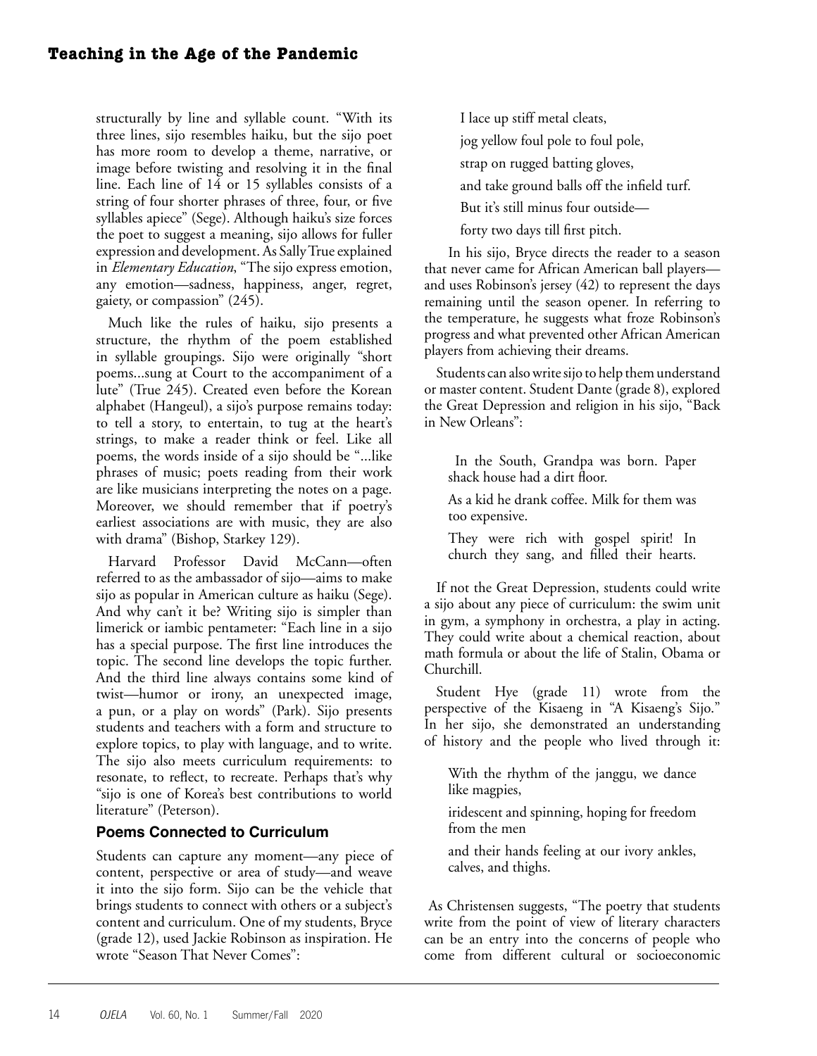structurally by line and syllable count. "With its three lines, sijo resembles haiku, but the sijo poet has more room to develop a theme, narrative, or image before twisting and resolving it in the final line. Each line of 14 or 15 syllables consists of a string of four shorter phrases of three, four, or five syllables apiece" (Sege). Although haiku's size forces the poet to suggest a meaning, sijo allows for fuller expression and development. As Sally True explained in *Elementary Education*, "The sijo express emotion, any emotion—sadness, happiness, anger, regret, gaiety, or compassion" (245).

Much like the rules of haiku, sijo presents a structure, the rhythm of the poem established in syllable groupings. Sijo were originally "short poems...sung at Court to the accompaniment of a lute" (True 245). Created even before the Korean alphabet (Hangeul), a sijo's purpose remains today: to tell a story, to entertain, to tug at the heart's strings, to make a reader think or feel. Like all poems, the words inside of a sijo should be "...like phrases of music; poets reading from their work are like musicians interpreting the notes on a page. Moreover, we should remember that if poetry's earliest associations are with music, they are also with drama" (Bishop, Starkey 129).

Harvard Professor David McCann—often referred to as the ambassador of sijo—aims to make sijo as popular in American culture as haiku (Sege). And why can't it be? Writing sijo is simpler than limerick or iambic pentameter: "Each line in a sijo has a special purpose. The first line introduces the topic. The second line develops the topic further. And the third line always contains some kind of twist—humor or irony, an unexpected image, a pun, or a play on words" (Park). Sijo presents students and teachers with a form and structure to explore topics, to play with language, and to write. The sijo also meets curriculum requirements: to resonate, to reflect, to recreate. Perhaps that's why "sijo is one of Korea's best contributions to world literature" (Peterson).

## Poems Connected to Curriculum

Students can capture any moment—any piece of content, perspective or area of study—and weave it into the sijo form. Sijo can be the vehicle that brings students to connect with others or a subject's content and curriculum. One of my students, Bryce (grade 12), used Jackie Robinson as inspiration. He wrote "Season That Never Comes":

> I lace up stiff metal cleats,
>
> jog yellow foul pole to foul pole,
>
> strap on rugged batting gloves,
>
> and take ground balls off the infield turf.
>
> But it's still minus four outside—
>
> forty two days till first pitch.

In his sijo, Bryce directs the reader to a season that never came for African American ball players—and uses Robinson's jersey (42) to represent the days remaining until the season opener. In referring to the temperature, he suggests what froze Robinson's progress and what prevented other African American players from achieving their dreams.

Students can also write sijo to help them understand or master content. Student Dante (grade 8), explored the Great Depression and religion in his sijo, "Back in New Orleans":

> In the South, Grandpa was born. Paper shack house had a dirt floor.
>
> As a kid he drank coffee. Milk for them was too expensive.
>
> They were rich with gospel spirit! In church they sang, and filled their hearts.

If not the Great Depression, students could write a sijo about any piece of curriculum: the swim unit in gym, a symphony in orchestra, a play in acting. They could write about a chemical reaction, about math formula or about the life of Stalin, Obama or Churchill.

Student Hye (grade 11) wrote from the perspective of the Kisaeng in "A Kisaeng's Sijo." In her sijo, she demonstrated an understanding of history and the people who lived through it:

> With the rhythm of the janggu, we dance like magpies,
>
> iridescent and spinning, hoping for freedom from the men
>
> and their hands feeling at our ivory ankles, calves, and thighs.

As Christensen suggests, "The poetry that students write from the point of view of literary characters can be an entry into the concerns of people who come from different cultural or socioeconomic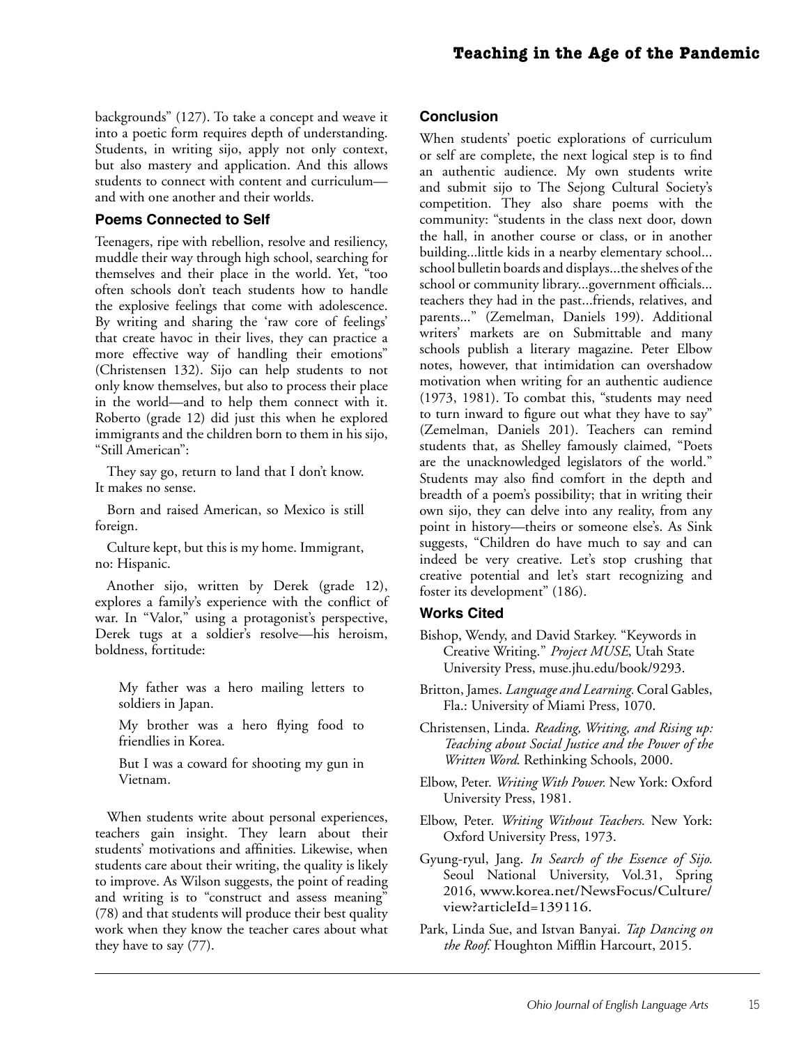backgrounds" (127). To take a concept and weave it into a poetic form requires depth of understanding. Students, in writing sijo, apply not only context, but also mastery and application. And this allows students to connect with content and curriculum—and with one another and their worlds.

### Poems Connected to Self

Teenagers, ripe with rebellion, resolve and resiliency, muddle their way through high school, searching for themselves and their place in the world. Yet, "too often schools don't teach students how to handle the explosive feelings that come with adolescence. By writing and sharing the 'raw core of feelings' that create havoc in their lives, they can practice a more effective way of handling their emotions" (Christensen 132). Sijo can help students to not only know themselves, but also to process their place in the world—and to help them connect with it. Roberto (grade 12) did just this when he explored immigrants and the children born to them in his sijo, "Still American":

> They say go, return to land that I don't know. It makes no sense.
>
> Born and raised American, so Mexico is still foreign.
>
> Culture kept, but this is my home. Immigrant, no: Hispanic.

Another sijo, written by Derek (grade 12), explores a family's experience with the conflict of war. In "Valor," using a protagonist's perspective, Derek tugs at a soldier's resolve—his heroism, boldness, fortitude:

> My father was a hero mailing letters to soldiers in Japan.
>
> My brother was a hero flying food to friendlies in Korea.
>
> But I was a coward for shooting my gun in Vietnam.

When students write about personal experiences, teachers gain insight. They learn about their students' motivations and affinities. Likewise, when students care about their writing, the quality is likely to improve. As Wilson suggests, the point of reading and writing is to "construct and assess meaning" (78) and that students will produce their best quality work when they know the teacher cares about what they have to say (77).

### Conclusion

When students' poetic explorations of curriculum or self are complete, the next logical step is to find an authentic audience. My own students write and submit sijo to The Sejong Cultural Society's competition. They also share poems with the community: "students in the class next door, down the hall, in another course or class, or in another building...little kids in a nearby elementary school... school bulletin boards and displays...the shelves of the school or community library...government officials... teachers they had in the past...friends, relatives, and parents..." (Zemelman, Daniels 199). Additional writers' markets are on Submittable and many schools publish a literary magazine. Peter Elbow notes, however, that intimidation can overshadow motivation when writing for an authentic audience (1973, 1981). To combat this, "students may need to turn inward to figure out what they have to say" (Zemelman, Daniels 201). Teachers can remind students that, as Shelley famously claimed, "Poets are the unacknowledged legislators of the world." Students may also find comfort in the depth and breadth of a poem's possibility; that in writing their own sijo, they can delve into any reality, from any point in history—theirs or someone else's. As Sink suggests, "Children do have much to say and can indeed be very creative. Let's stop crushing that creative potential and let's start recognizing and foster its development" (186).

### Works Cited

Bishop, Wendy, and David Starkey. "Keywords in Creative Writing." *Project MUSE*, Utah State University Press, muse.jhu.edu/book/9293.

Britton, James. *Language and Learning*. Coral Gables, Fla.: University of Miami Press, 1070.

Christensen, Linda. *Reading, Writing, and Rising up: Teaching about Social Justice and the Power of the Written Word*. Rethinking Schools, 2000.

Elbow, Peter. *Writing With Power*. New York: Oxford University Press, 1981.

Elbow, Peter. *Writing Without Teachers*. New York: Oxford University Press, 1973.

Gyung-ryul, Jang. *In Search of the Essence of Sijo*. Seoul National University, Vol.31, Spring 2016, www.korea.net/NewsFocus/Culture/view?articleId=139116.

Park, Linda Sue, and Istvan Banyai. *Tap Dancing on the Roof*. Houghton Mifflin Harcourt, 2015.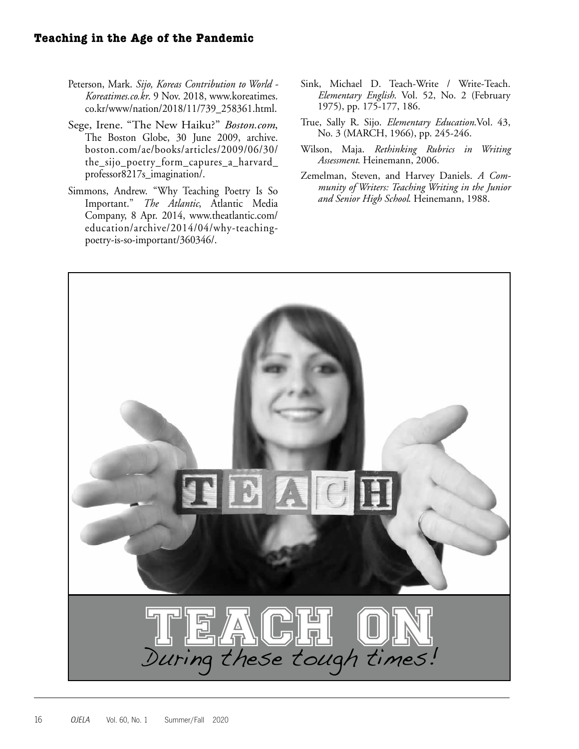Peterson, Mark. *Sijo, Koreas Contribution to World - Koreatimes.co.kr*. 9 Nov. 2018, www.koreatimes.co.kr/www/nation/2018/11/739_258361.html.

Sege, Irene. "The New Haiku?" *Boston.com*, The Boston Globe, 30 June 2009, archive.boston.com/ae/books/articles/2009/06/30/the_sijo_poetry_form_capures_a_harvard_professor8217s_imagination/.

Simmons, Andrew. "Why Teaching Poetry Is So Important." *The Atlantic*, Atlantic Media Company, 8 Apr. 2014, www.theatlantic.com/education/archive/2014/04/why-teaching-poetry-is-so-important/360346/.

Sink, Michael D. Teach-Write / Write-Teach. *Elementary English*. Vol. 52, No. 2 (February 1975), pp. 175-177, 186.

True, Sally R. Sijo. *Elementary Education*.Vol. 43, No. 3 (MARCH, 1966), pp. 245-246.

Wilson, Maja. *Rethinking Rubrics in Writing Assessment*. Heinemann, 2006.

Zemelman, Steven, and Harvey Daniels. *A Community of Writers: Teaching Writing in the Junior and Senior High School*. Heinemann, 1988.

TEACH ON

During these tough times!